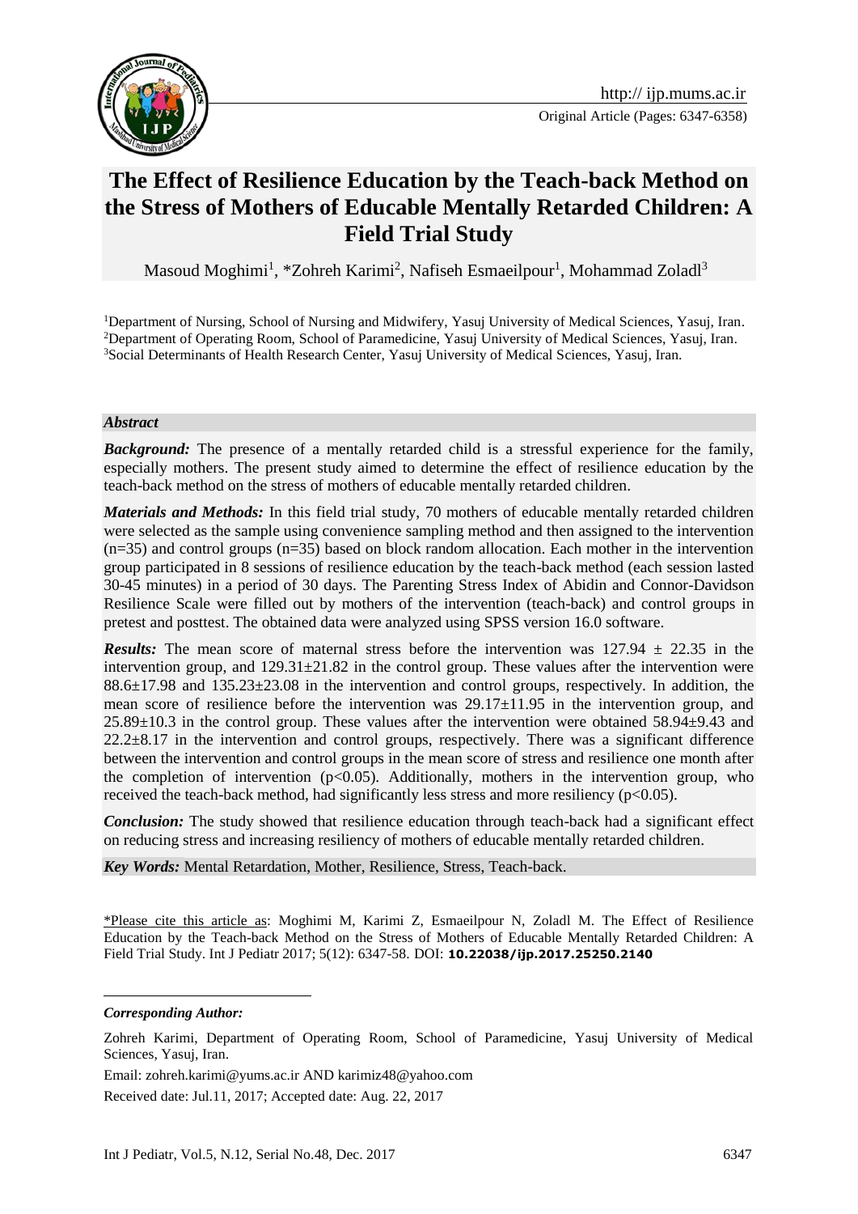Original Article (Pages: 6347-6358)

# The Effect of Resilience Education by the Teach-back Method on the Stress of Mothers of Educable Mentally Retarded Children: A Field Trial Study

Masoud Moghimi[1], *Zohreh Karimi[2], Nafiseh Esmaeilpour[1], Mohammad Zoladl[3]

[1]Department of Nursing, School of Nursing and Midwifery, Yasuj University of Medical Sciences, Yasuj, Iran.
[2]Department of Operating Room, School of Paramedicine, Yasuj University of Medical Sciences, Yasuj, Iran.
[3]Social Determinants of Health Research Center, Yasuj University of Medical Sciences, Yasuj, Iran.

### *Abstract*

***Background:*** The presence of a mentally retarded child is a stressful experience for the family, especially mothers. The present study aimed to determine the effect of resilience education by the teach-back method on the stress of mothers of educable mentally retarded children.

***Materials and Methods:*** In this field trial study, 70 mothers of educable mentally retarded children were selected as the sample using convenience sampling method and then assigned to the intervention (n=35) and control groups (n=35) based on block random allocation. Each mother in the intervention group participated in 8 sessions of resilience education by the teach-back method (each session lasted 30-45 minutes) in a period of 30 days. The Parenting Stress Index of Abidin and Connor-Davidson Resilience Scale were filled out by mothers of the intervention (teach-back) and control groups in pretest and posttest. The obtained data were analyzed using SPSS version 16.0 software.

***Results:*** The mean score of maternal stress before the intervention was $127.94 \pm 22.35$ in the intervention group, and $129.31 \pm 21.82$ in the control group. These values after the intervention were $88.6 \pm 17.98$ and $135.23 \pm 23.08$ in the intervention and control groups, respectively. In addition, the mean score of resilience before the intervention was $29.17 \pm 11.95$ in the intervention group, and $25.89 \pm 10.3$ in the control group. These values after the intervention were obtained $58.94 \pm 9.43$ and $22.2 \pm 8.17$ in the intervention and control groups, respectively. There was a significant difference between the intervention and control groups in the mean score of stress and resilience one month after the completion of intervention ($p<0.05$). Additionally, mothers in the intervention group, who received the teach-back method, had significantly less stress and more resiliency ($p<0.05$).

***Conclusion:*** The study showed that resilience education through teach-back had a significant effect on reducing stress and increasing resiliency of mothers of educable mentally retarded children.

***Key Words:*** Mental Retardation, Mother, Resilience, Stress, Teach-back.

\*Please cite this article as: Moghimi M, Karimi Z, Esmaeilpour N, Zoladl M. The Effect of Resilience Education by the Teach-back Method on the Stress of Mothers of Educable Mentally Retarded Children: A Field Trial Study. Int J Pediatr 2017; 5(12): 6347-58. DOI: **10.22038/ijp.2017.25250.2140**

***Corresponding Author:***

Zohreh Karimi, Department of Operating Room, School of Paramedicine, Yasuj University of Medical Sciences, Yasuj, Iran.

Email: zohreh.karimi@yums.ac.ir AND karimiz48@yahoo.com

Received date: Jul.11, 2017; Accepted date: Aug. 22, 2017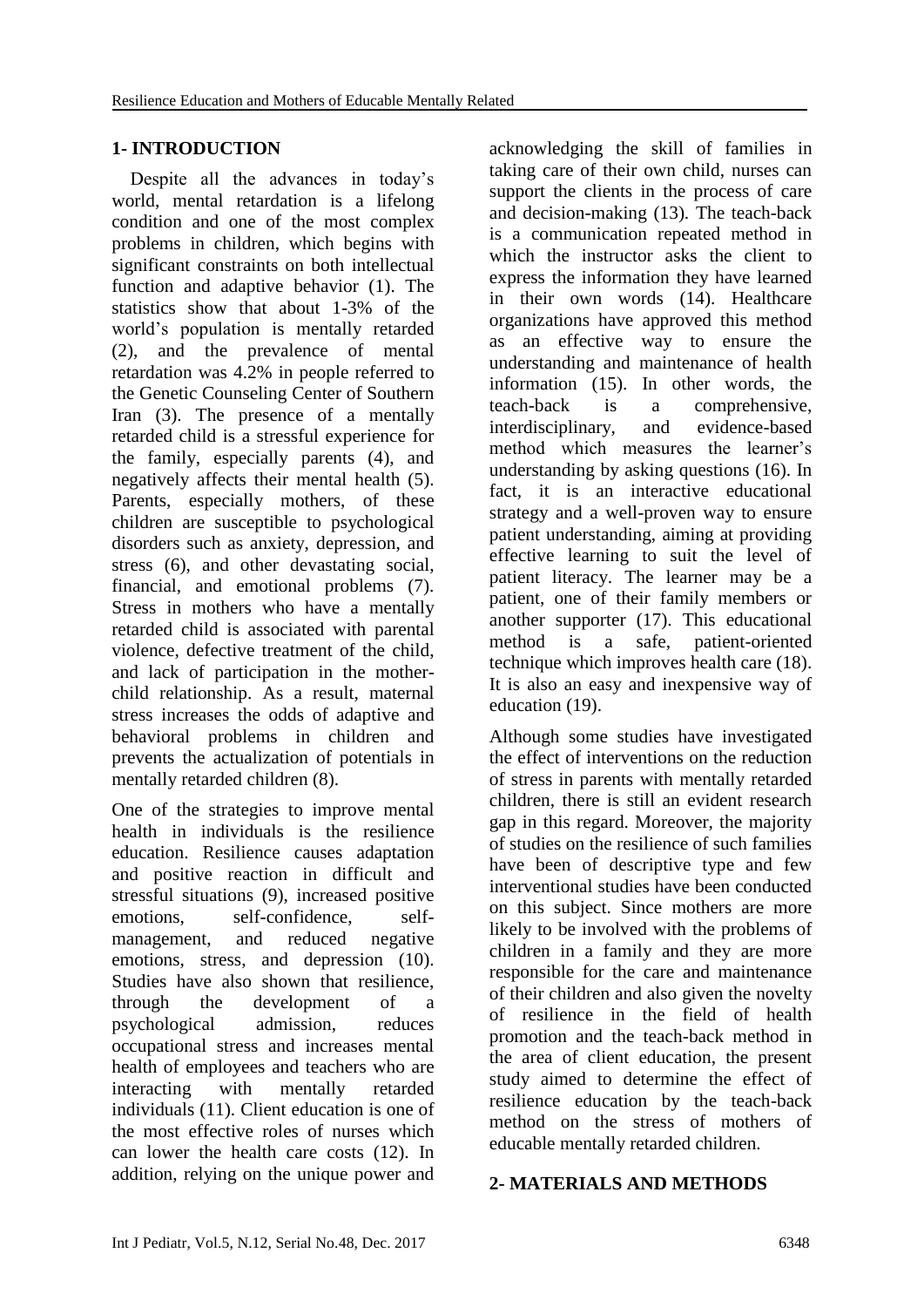## 1- INTRODUCTION

Despite all the advances in today's world, mental retardation is a lifelong condition and one of the most complex problems in children, which begins with significant constraints on both intellectual function and adaptive behavior (1). The statistics show that about 1-3% of the world's population is mentally retarded (2), and the prevalence of mental retardation was 4.2% in people referred to the Genetic Counseling Center of Southern Iran (3). The presence of a mentally retarded child is a stressful experience for the family, especially parents (4), and negatively affects their mental health (5). Parents, especially mothers, of these children are susceptible to psychological disorders such as anxiety, depression, and stress (6), and other devastating social, financial, and emotional problems (7). Stress in mothers who have a mentally retarded child is associated with parental violence, defective treatment of the child, and lack of participation in the mother-child relationship. As a result, maternal stress increases the odds of adaptive and behavioral problems in children and prevents the actualization of potentials in mentally retarded children (8).

One of the strategies to improve mental health in individuals is the resilience education. Resilience causes adaptation and positive reaction in difficult and stressful situations (9), increased positive emotions, self-confidence, self-management, and reduced negative emotions, stress, and depression (10). Studies have also shown that resilience, through the development of a psychological admission, reduces occupational stress and increases mental health of employees and teachers who are interacting with mentally retarded individuals (11). Client education is one of the most effective roles of nurses which can lower the health care costs (12). In addition, relying on the unique power and acknowledging the skill of families in taking care of their own child, nurses can support the clients in the process of care and decision-making (13). The teach-back is a communication repeated method in which the instructor asks the client to express the information they have learned in their own words (14). Healthcare organizations have approved this method as an effective way to ensure the understanding and maintenance of health information (15). In other words, the teach-back is a comprehensive, interdisciplinary, and evidence-based method which measures the learner's understanding by asking questions (16). In fact, it is an interactive educational strategy and a well-proven way to ensure patient understanding, aiming at providing effective learning to suit the level of patient literacy. The learner may be a patient, one of their family members or another supporter (17). This educational method is a safe, patient-oriented technique which improves health care (18). It is also an easy and inexpensive way of education (19).

Although some studies have investigated the effect of interventions on the reduction of stress in parents with mentally retarded children, there is still an evident research gap in this regard. Moreover, the majority of studies on the resilience of such families have been of descriptive type and few interventional studies have been conducted on this subject. Since mothers are more likely to be involved with the problems of children in a family and they are more responsible for the care and maintenance of their children and also given the novelty of resilience in the field of health promotion and the teach-back method in the area of client education, the present study aimed to determine the effect of resilience education by the teach-back method on the stress of mothers of educable mentally retarded children.

## 2- MATERIALS AND METHODS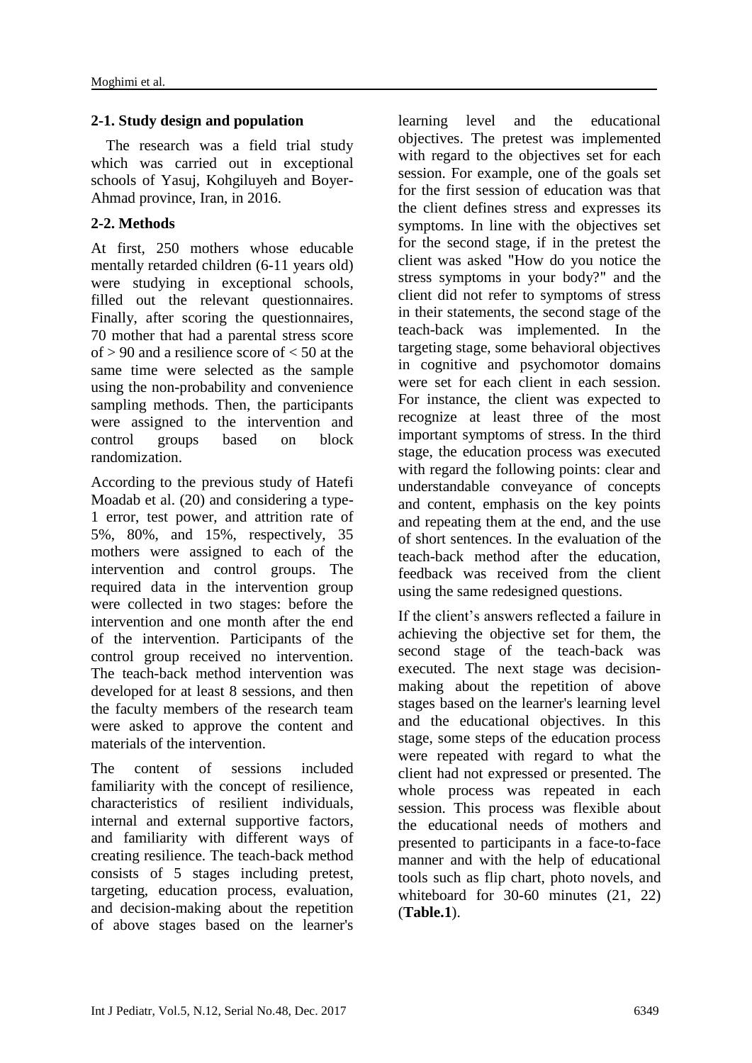### 2-1. Study design and population

The research was a field trial study which was carried out in exceptional schools of Yasuj, Kohgiluyeh and Boyer-Ahmad province, Iran, in 2016.

### 2-2. Methods

At first, 250 mothers whose educable mentally retarded children (6-11 years old) were studying in exceptional schools, filled out the relevant questionnaires. Finally, after scoring the questionnaires, 70 mother that had a parental stress score of > 90 and a resilience score of < 50 at the same time were selected as the sample using the non-probability and convenience sampling methods. Then, the participants were assigned to the intervention and control groups based on block randomization.

According to the previous study of Hatefi Moadab et al. (20) and considering a type-1 error, test power, and attrition rate of 5%, 80%, and 15%, respectively, 35 mothers were assigned to each of the intervention and control groups. The required data in the intervention group were collected in two stages: before the intervention and one month after the end of the intervention. Participants of the control group received no intervention. The teach-back method intervention was developed for at least 8 sessions, and then the faculty members of the research team were asked to approve the content and materials of the intervention.

The content of sessions included familiarity with the concept of resilience, characteristics of resilient individuals, internal and external supportive factors, and familiarity with different ways of creating resilience. The teach-back method consists of 5 stages including pretest, targeting, education process, evaluation, and decision-making about the repetition of above stages based on the learner's learning level and the educational objectives. The pretest was implemented with regard to the objectives set for each session. For example, one of the goals set for the first session of education was that the client defines stress and expresses its symptoms. In line with the objectives set for the second stage, if in the pretest the client was asked "How do you notice the stress symptoms in your body?" and the client did not refer to symptoms of stress in their statements, the second stage of the teach-back was implemented. In the targeting stage, some behavioral objectives in cognitive and psychomotor domains were set for each client in each session. For instance, the client was expected to recognize at least three of the most important symptoms of stress. In the third stage, the education process was executed with regard the following points: clear and understandable conveyance of concepts and content, emphasis on the key points and repeating them at the end, and the use of short sentences. In the evaluation of the teach-back method after the education, feedback was received from the client using the same redesigned questions.

If the client's answers reflected a failure in achieving the objective set for them, the second stage of the teach-back was executed. The next stage was decision-making about the repetition of above stages based on the learner's learning level and the educational objectives. In this stage, some steps of the education process were repeated with regard to what the client had not expressed or presented. The whole process was repeated in each session. This process was flexible about the educational needs of mothers and presented to participants in a face-to-face manner and with the help of educational tools such as flip chart, photo novels, and whiteboard for 30-60 minutes (21, 22) (**Table.1**).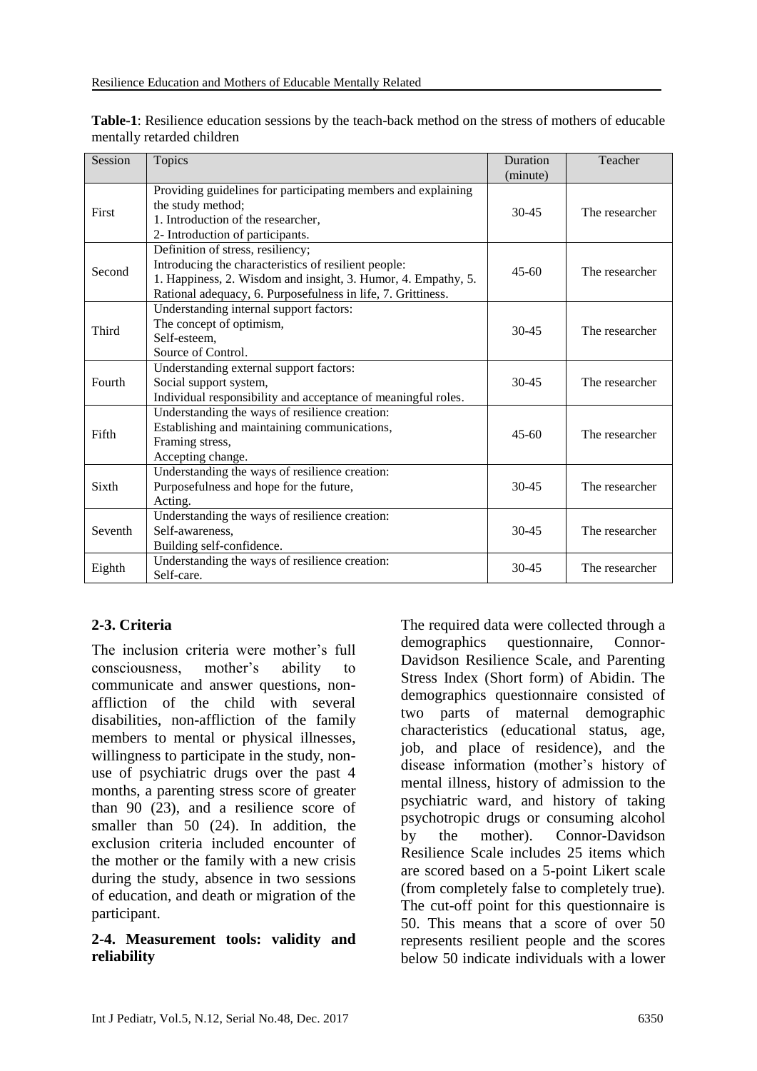**Table-1**: Resilience education sessions by the teach-back method on the stress of mothers of educable mentally retarded children

| Session | Topics | Duration (minute) | Teacher |
|---|---|---|---|
| First | Providing guidelines for participating members and explaining the study method;<br>1. Introduction of the researcher,<br>2- Introduction of participants. | 30-45 | The researcher |
| Second | Definition of stress, resiliency;<br>Introducing the characteristics of resilient people:<br>1. Happiness, 2. Wisdom and insight, 3. Humor, 4. Empathy, 5. Rational adequacy, 6. Purposefulness in life, 7. Grittiness. | 45-60 | The researcher |
| Third | Understanding internal support factors:<br>The concept of optimism,<br>Self-esteem,<br>Source of Control. | 30-45 | The researcher |
| Fourth | Understanding external support factors:<br>Social support system,<br>Individual responsibility and acceptance of meaningful roles. | 30-45 | The researcher |
| Fifth | Understanding the ways of resilience creation:<br>Establishing and maintaining communications,<br>Framing stress,<br>Accepting change. | 45-60 | The researcher |
| Sixth | Understanding the ways of resilience creation:<br>Purposefulness and hope for the future,<br>Acting. | 30-45 | The researcher |
| Seventh | Understanding the ways of resilience creation:<br>Self-awareness,<br>Building self-confidence. | 30-45 | The researcher |
| Eighth | Understanding the ways of resilience creation:<br>Self-care. | 30-45 | The researcher |

## 2-3. Criteria

The inclusion criteria were mother's full consciousness, mother's ability to communicate and answer questions, non-affliction of the child with several disabilities, non-affliction of the family members to mental or physical illnesses, willingness to participate in the study, non-use of psychiatric drugs over the past 4 months, a parenting stress score of greater than 90 (23), and a resilience score of smaller than 50 (24). In addition, the exclusion criteria included encounter of the mother or the family with a new crisis during the study, absence in two sessions of education, and death or migration of the participant.

## 2-4. Measurement tools: validity and reliability

The required data were collected through a demographics questionnaire, Connor-Davidson Resilience Scale, and Parenting Stress Index (Short form) of Abidin. The demographics questionnaire consisted of two parts of maternal demographic characteristics (educational status, age, job, and place of residence), and the disease information (mother's history of mental illness, history of admission to the psychiatric ward, and history of taking psychotropic drugs or consuming alcohol by the mother). Connor-Davidson Resilience Scale includes 25 items which are scored based on a 5-point Likert scale (from completely false to completely true). The cut-off point for this questionnaire is 50. This means that a score of over 50 represents resilient people and the scores below 50 indicate individuals with a lower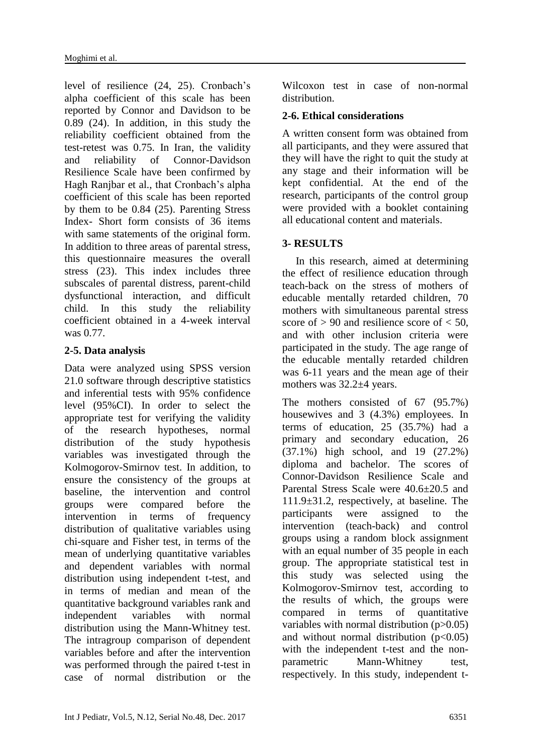level of resilience (24, 25). Cronbach's alpha coefficient of this scale has been reported by Connor and Davidson to be 0.89 (24). In addition, in this study the reliability coefficient obtained from the test-retest was 0.75. In Iran, the validity and reliability of Connor-Davidson Resilience Scale have been confirmed by Hagh Ranjbar et al., that Cronbach's alpha coefficient of this scale has been reported by them to be 0.84 (25). Parenting Stress Index- Short form consists of 36 items with same statements of the original form. In addition to three areas of parental stress, this questionnaire measures the overall stress (23). This index includes three subscales of parental distress, parent-child dysfunctional interaction, and difficult child. In this study the reliability coefficient obtained in a 4-week interval was 0.77.

### 2-5. Data analysis

Data were analyzed using SPSS version 21.0 software through descriptive statistics and inferential tests with 95% confidence level (95%CI). In order to select the appropriate test for verifying the validity of the research hypotheses, normal distribution of the study hypothesis variables was investigated through the Kolmogorov-Smirnov test. In addition, to ensure the consistency of the groups at baseline, the intervention and control groups were compared before the intervention in terms of frequency distribution of qualitative variables using chi-square and Fisher test, in terms of the mean of underlying quantitative variables and dependent variables with normal distribution using independent t-test, and in terms of median and mean of the quantitative background variables rank and independent variables with normal distribution using the Mann-Whitney test. The intragroup comparison of dependent variables before and after the intervention was performed through the paired t-test in case of normal distribution or the Wilcoxon test in case of non-normal distribution.

### 2-6. Ethical considerations

A written consent form was obtained from all participants, and they were assured that they will have the right to quit the study at any stage and their information will be kept confidential. At the end of the research, participants of the control group were provided with a booklet containing all educational content and materials.

## 3- RESULTS

In this research, aimed at determining the effect of resilience education through teach-back on the stress of mothers of educable mentally retarded children, 70 mothers with simultaneous parental stress score of > 90 and resilience score of < 50, and with other inclusion criteria were participated in the study. The age range of the educable mentally retarded children was 6-11 years and the mean age of their mothers was 32.2±4 years.

The mothers consisted of 67 (95.7%) housewives and 3 (4.3%) employees. In terms of education, 25 (35.7%) had a primary and secondary education, 26 (37.1%) high school, and 19 (27.2%) diploma and bachelor. The scores of Connor-Davidson Resilience Scale and Parental Stress Scale were 40.6±20.5 and 111.9±31.2, respectively, at baseline. The participants were assigned to the intervention (teach-back) and control groups using a random block assignment with an equal number of 35 people in each group. The appropriate statistical test in this study was selected using the Kolmogorov-Smirnov test, according to the results of which, the groups were compared in terms of quantitative variables with normal distribution ($p>0.05$) and without normal distribution ($p<0.05$) with the independent t-test and the non-parametric Mann-Whitney test, respectively. In this study, independent t-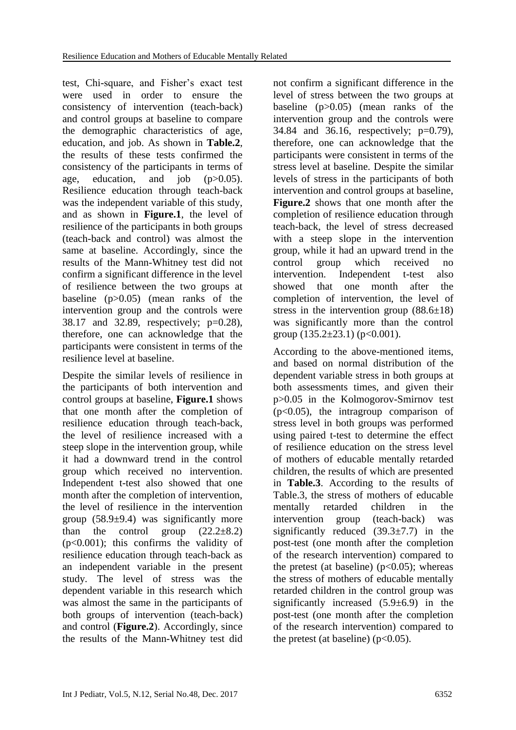test, Chi-square, and Fisher's exact test were used in order to ensure the consistency of intervention (teach-back) and control groups at baseline to compare the demographic characteristics of age, education, and job. As shown in **Table.2**, the results of these tests confirmed the consistency of the participants in terms of age, education, and job ($p>0.05$). Resilience education through teach-back was the independent variable of this study, and as shown in **Figure.1**, the level of resilience of the participants in both groups (teach-back and control) was almost the same at baseline. Accordingly, since the results of the Mann-Whitney test did not confirm a significant difference in the level of resilience between the two groups at baseline ($p>0.05$) (mean ranks of the intervention group and the controls were 38.17 and 32.89, respectively; $p=0.28$), therefore, one can acknowledge that the participants were consistent in terms of the resilience level at baseline.

Despite the similar levels of resilience in the participants of both intervention and control groups at baseline, **Figure.1** shows that one month after the completion of resilience education through teach-back, the level of resilience increased with a steep slope in the intervention group, while it had a downward trend in the control group which received no intervention. Independent t-test also showed that one month after the completion of intervention, the level of resilience in the intervention group ($58.9\pm9.4$) was significantly more than the control group ($22.2\pm8.2$) ($p<0.001$); this confirms the validity of resilience education through teach-back as an independent variable in the present study. The level of stress was the dependent variable in this research which was almost the same in the participants of both groups of intervention (teach-back) and control (**Figure.2**). Accordingly, since the results of the Mann-Whitney test did not confirm a significant difference in the level of stress between the two groups at baseline ($p>0.05$) (mean ranks of the intervention group and the controls were 34.84 and 36.16, respectively; $p=0.79$), therefore, one can acknowledge that the participants were consistent in terms of the stress level at baseline. Despite the similar levels of stress in the participants of both intervention and control groups at baseline, **Figure.2** shows that one month after the completion of resilience education through teach-back, the level of stress decreased with a steep slope in the intervention group, while it had an upward trend in the control group which received no intervention. Independent t-test also showed that one month after the completion of intervention, the level of stress in the intervention group ($88.6\pm18$) was significantly more than the control group ($135.2\pm23.1$) ($p<0.001$).

According to the above-mentioned items, and based on normal distribution of the dependent variable stress in both groups at both assessments times, and given their $p>0.05$ in the Kolmogorov-Smirnov test ($p<0.05$), the intragroup comparison of stress level in both groups was performed using paired t-test to determine the effect of resilience education on the stress level of mothers of educable mentally retarded children, the results of which are presented in **Table.3**. According to the results of Table.3, the stress of mothers of educable mentally retarded children in the intervention group (teach-back) was significantly reduced ($39.3\pm7.7$) in the post-test (one month after the completion of the research intervention) compared to the pretest (at baseline) ($p<0.05$); whereas the stress of mothers of educable mentally retarded children in the control group was significantly increased ($5.9\pm6.9$) in the post-test (one month after the completion of the research intervention) compared to the pretest (at baseline) ($p<0.05$).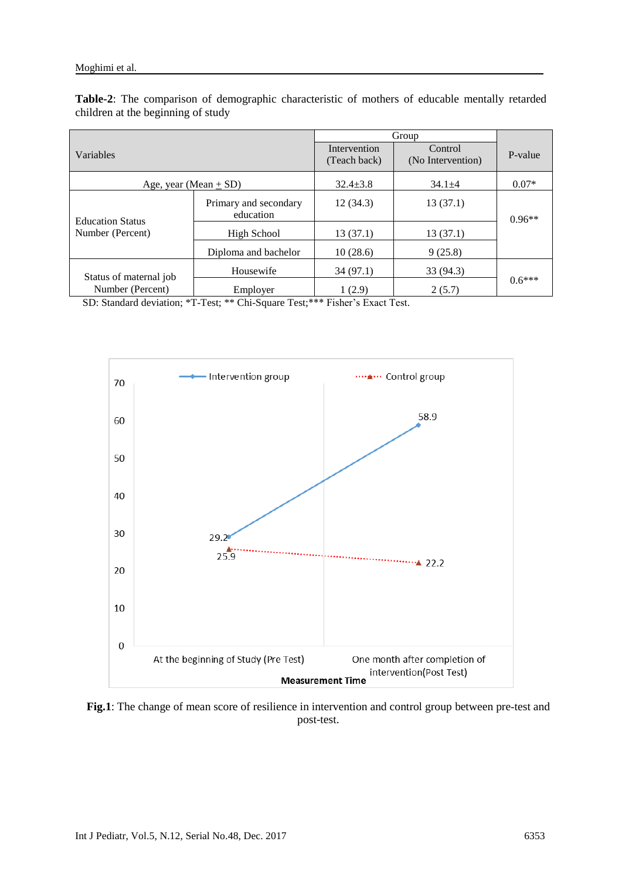**Table-2**: The comparison of demographic characteristic of mothers of educable mentally retarded children at the beginning of study

| Variables | | Group | | P-value |
|---|---|---|---|---|
| | | Intervention (Teach back) | Control (No Intervention) | |
| Age, year (Mean ± SD) | | 32.4±3.8 | 34.1±4 | 0.07* |
| Education Status Number (Percent) | Primary and secondary education | 12 (34.3) | 13 (37.1) | 0.96** |
| | High School | 13 (37.1) | 13 (37.1) | |
| | Diploma and bachelor | 10 (28.6) | 9 (25.8) | |
| Status of maternal job Number (Percent) | Housewife | 34 (97.1) | 33 (94.3) | 0.6*** |
| | Employer | 1 (2.9) | 2 (5.7) | |

SD: Standard deviation; *T-Test; ** Chi-Square Test;*** Fisher's Exact Test.

**Fig.1**: The change of mean score of resilience in intervention and control group between pre-test and post-test.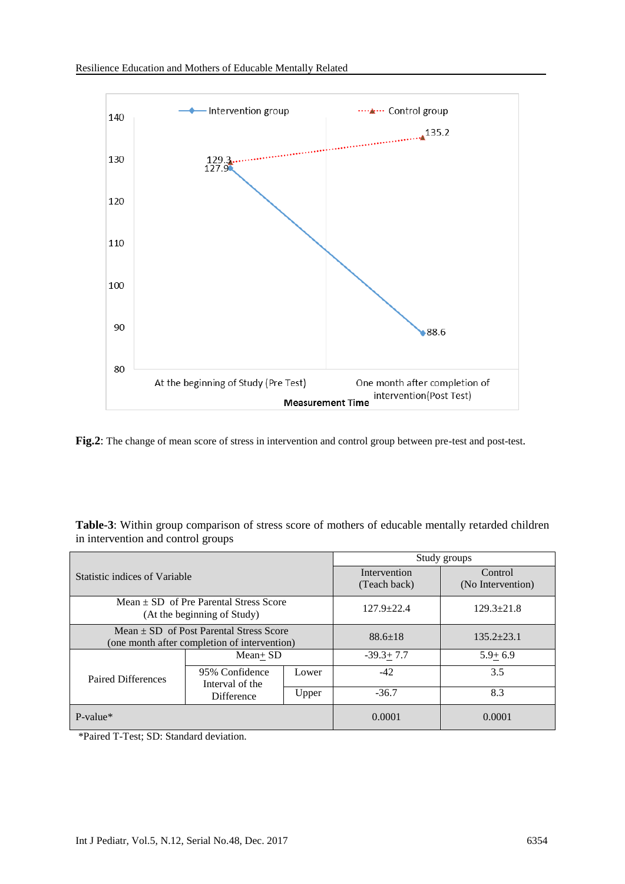**Fig.2**: The change of mean score of stress in intervention and control group between pre-test and post-test.

**Table-3**: Within group comparison of stress score of mothers of educable mentally retarded children in intervention and control groups

| Statistic indices of Variable | | | Study groups | |
|---|---|---|---|---|
| | | | Intervention (Teach back) | Control (No Intervention) |
| Mean ± SD of Pre Parental Stress Score (At the beginning of Study) | | | 127.9±22.4 | 129.3±21.8 |
| Mean ± SD of Post Parental Stress Score (one month after completion of intervention) | | | 88.6±18 | 135.2±23.1 |
| Paired Differences | Mean± SD | | -39.3± 7.7 | 5.9± 6.9 |
| | 95% Confidence Interval of the Difference | Lower | -42 | 3.5 |
| | | Upper | -36.7 | 8.3 |
| P-value* | | | 0.0001 | 0.0001 |

*Paired T-Test; SD: Standard deviation.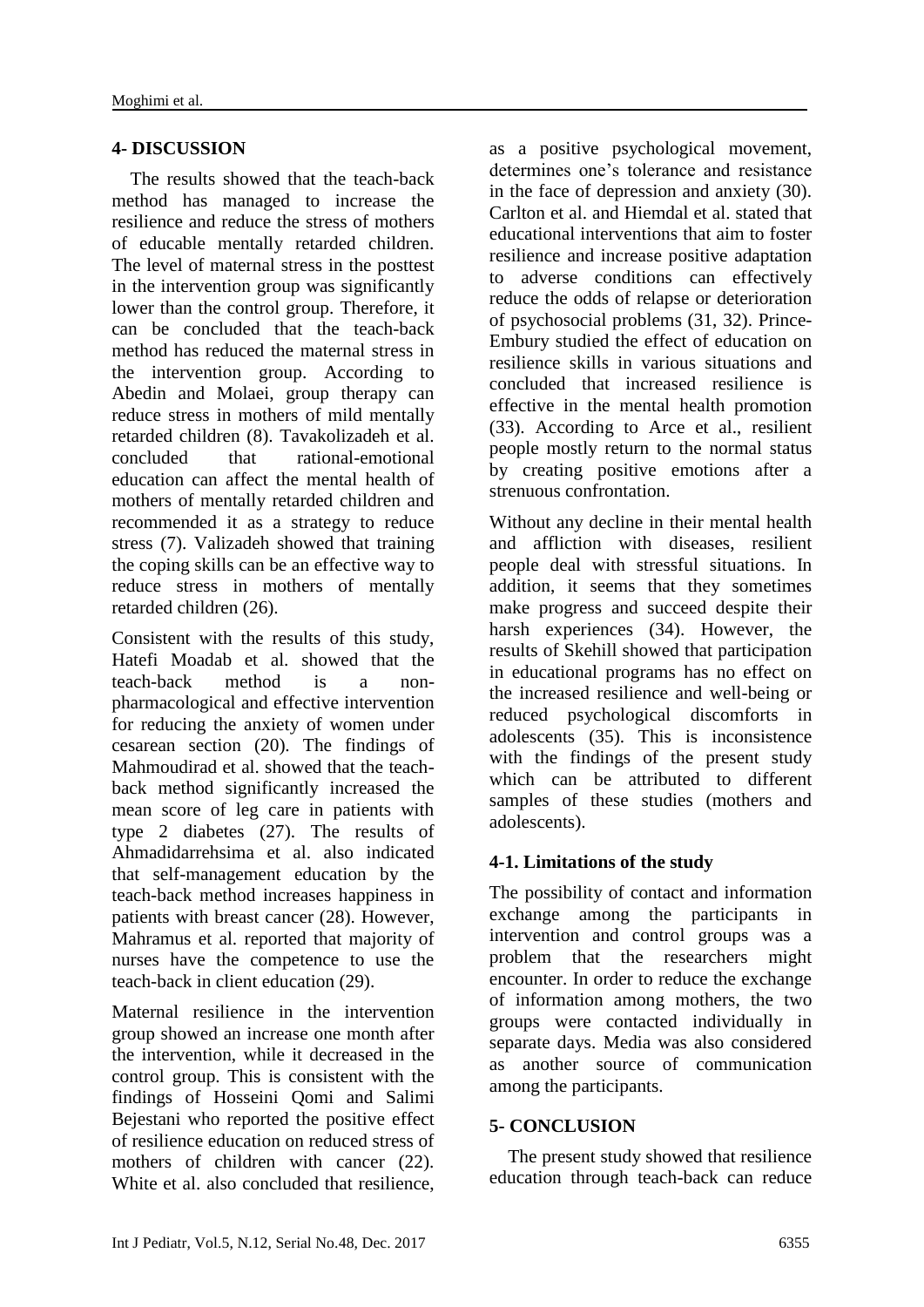## 4- DISCUSSION

The results showed that the teach-back method has managed to increase the resilience and reduce the stress of mothers of educable mentally retarded children. The level of maternal stress in the posttest in the intervention group was significantly lower than the control group. Therefore, it can be concluded that the teach-back method has reduced the maternal stress in the intervention group. According to Abedin and Molaei, group therapy can reduce stress in mothers of mild mentally retarded children (8). Tavakolizadeh et al. concluded that rational-emotional education can affect the mental health of mothers of mentally retarded children and recommended it as a strategy to reduce stress (7). Valizadeh showed that training the coping skills can be an effective way to reduce stress in mothers of mentally retarded children (26).

Consistent with the results of this study, Hatefi Moadab et al. showed that the teach-back method is a non-pharmacological and effective intervention for reducing the anxiety of women under cesarean section (20). The findings of Mahmoudirad et al. showed that the teach-back method significantly increased the mean score of leg care in patients with type 2 diabetes (27). The results of Ahmadidarrehsima et al. also indicated that self-management education by the teach-back method increases happiness in patients with breast cancer (28). However, Mahramus et al. reported that majority of nurses have the competence to use the teach-back in client education (29).

Maternal resilience in the intervention group showed an increase one month after the intervention, while it decreased in the control group. This is consistent with the findings of Hosseini Qomi and Salimi Bejestani who reported the positive effect of resilience education on reduced stress of mothers of children with cancer (22). White et al. also concluded that resilience, as a positive psychological movement, determines one's tolerance and resistance in the face of depression and anxiety (30). Carlton et al. and Hiemdal et al. stated that educational interventions that aim to foster resilience and increase positive adaptation to adverse conditions can effectively reduce the odds of relapse or deterioration of psychosocial problems (31, 32). Prince-Embury studied the effect of education on resilience skills in various situations and concluded that increased resilience is effective in the mental health promotion (33). According to Arce et al., resilient people mostly return to the normal status by creating positive emotions after a strenuous confrontation.

Without any decline in their mental health and affliction with diseases, resilient people deal with stressful situations. In addition, it seems that they sometimes make progress and succeed despite their harsh experiences (34). However, the results of Skehill showed that participation in educational programs has no effect on the increased resilience and well-being or reduced psychological discomforts in adolescents (35). This is inconsistence with the findings of the present study which can be attributed to different samples of these studies (mothers and adolescents).

### 4-1. Limitations of the study

The possibility of contact and information exchange among the participants in intervention and control groups was a problem that the researchers might encounter. In order to reduce the exchange of information among mothers, the two groups were contacted individually in separate days. Media was also considered as another source of communication among the participants.

## 5- CONCLUSION

The present study showed that resilience education through teach-back can reduce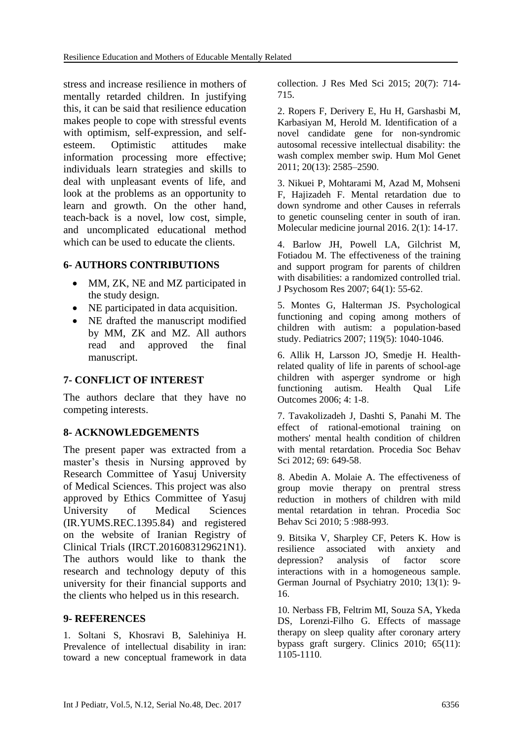stress and increase resilience in mothers of mentally retarded children. In justifying this, it can be said that resilience education makes people to cope with stressful events with optimism, self-expression, and self-esteem. Optimistic attitudes make information processing more effective; individuals learn strategies and skills to deal with unpleasant events of life, and look at the problems as an opportunity to learn and growth. On the other hand, teach-back is a novel, low cost, simple, and uncomplicated educational method which can be used to educate the clients.

## 6- AUTHORS CONTRIBUTIONS

- MM, ZK, NE and MZ participated in the study design.
- NE participated in data acquisition.
- NE drafted the manuscript modified by MM, ZK and MZ. All authors read and approved the final manuscript.

## 7- CONFLICT OF INTEREST

The authors declare that they have no competing interests.

## 8- ACKNOWLEDGEMENTS

The present paper was extracted from a master's thesis in Nursing approved by Research Committee of Yasuj University of Medical Sciences. This project was also approved by Ethics Committee of Yasuj University of Medical Sciences (IR.YUMS.REC.1395.84) and registered on the website of Iranian Registry of Clinical Trials (IRCT.2016083129621N1). The authors would like to thank the research and technology deputy of this university for their financial supports and the clients who helped us in this research.

## 9- REFERENCES

1. Soltani S, Khosravi B, Salehiniya H. Prevalence of intellectual disability in iran: toward a new conceptual framework in data collection. J Res Med Sci 2015; 20(7): 714-715.

2. Ropers F, Derivery E, Hu H, Garshasbi M, Karbasiyan M, Herold M. Identification of a novel candidate gene for non-syndromic autosomal recessive intellectual disability: the wash complex member swip. Hum Mol Genet 2011; 20(13): 2585–2590.

3. Nikuei P, Mohtarami M, Azad M, Mohseni F, Hajizadeh F. Mental retardation due to down syndrome and other Causes in referrals to genetic counseling center in south of iran. Molecular medicine journal 2016. 2(1): 14-17.

4. Barlow JH, Powell LA, Gilchrist M, Fotiadou M. The effectiveness of the training and support program for parents of children with disabilities: a randomized controlled trial. J Psychosom Res 2007; 64(1): 55-62.

5. Montes G, Halterman JS. Psychological functioning and coping among mothers of children with autism: a population-based study. Pediatrics 2007; 119(5): 1040-1046.

6. Allik H, Larsson JO, Smedje H. Health-related quality of life in parents of school-age children with asperger syndrome or high functioning autism. Health Qual Life Outcomes 2006; 4: 1-8.

7. Tavakolizadeh J, Dashti S, Panahi M. The effect of rational-emotional training on mothers' mental health condition of children with mental retardation. Procedia Soc Behav Sci 2012; 69: 649-58.

8. Abedin A. Molaie A. The effectiveness of group movie therapy on prentral stress reduction in mothers of children with mild mental retardation in tehran. Procedia Soc Behav Sci 2010; 5 :988-993.

9. Bitsika V, Sharpley CF, Peters K. How is resilience associated with anxiety and depression? analysis of factor score interactions with in a homogeneous sample. German Journal of Psychiatry 2010; 13(1): 9-16.

10. Nerbass FB, Feltrim MI, Souza SA, Ykeda DS, Lorenzi-Filho G. Effects of massage therapy on sleep quality after coronary artery bypass graft surgery. Clinics 2010; 65(11): 1105-1110.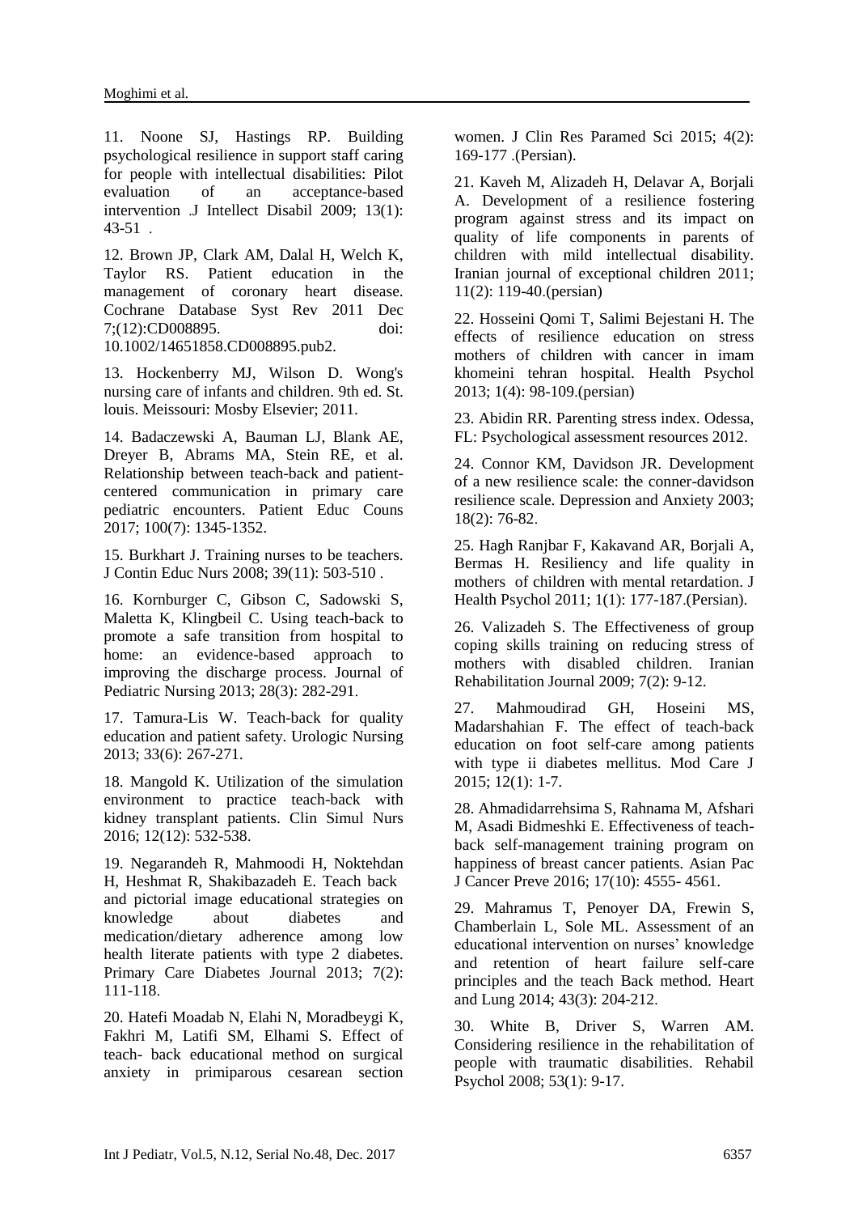11. Noone SJ, Hastings RP. Building psychological resilience in support staff caring for people with intellectual disabilities: Pilot evaluation of an acceptance-based intervention .J Intellect Disabil 2009; 13(1): 43-51 .

12. Brown JP, Clark AM, Dalal H, Welch K, Taylor RS. Patient education in the management of coronary heart disease. Cochrane Database Syst Rev 2011 Dec 7;(12):CD008895. doi: 10.1002/14651858.CD008895.pub2.

13. Hockenberry MJ, Wilson D. Wong's nursing care of infants and children. 9th ed. St. louis. Meissouri: Mosby Elsevier; 2011.

14. Badaczewski A, Bauman LJ, Blank AE, Dreyer B, Abrams MA, Stein RE, et al. Relationship between teach-back and patient-centered communication in primary care pediatric encounters. Patient Educ Couns 2017; 100(7): 1345-1352.

15. Burkhart J. Training nurses to be teachers. J Contin Educ Nurs 2008; 39(11): 503-510 .

16. Kornburger C, Gibson C, Sadowski S, Maletta K, Klingbeil C. Using teach-back to promote a safe transition from hospital to home: an evidence-based approach to improving the discharge process. Journal of Pediatric Nursing 2013; 28(3): 282-291.

17. Tamura-Lis W. Teach-back for quality education and patient safety. Urologic Nursing 2013; 33(6): 267-271.

18. Mangold K. Utilization of the simulation environment to practice teach-back with kidney transplant patients. Clin Simul Nurs 2016; 12(12): 532-538.

19. Negarandeh R, Mahmoodi H, Noktehdan H, Heshmat R, Shakibazadeh E. Teach back and pictorial image educational strategies on knowledge about diabetes and medication/dietary adherence among low health literate patients with type 2 diabetes. Primary Care Diabetes Journal 2013; 7(2): 111-118.

20. Hatefi Moadab N, Elahi N, Moradbeygi K, Fakhri M, Latifi SM, Elhami S. Effect of teach- back educational method on surgical anxiety in primiparous cesarean section women. J Clin Res Paramed Sci 2015; 4(2): 169-177 .(Persian).

21. Kaveh M, Alizadeh H, Delavar A, Borjali A. Development of a resilience fostering program against stress and its impact on quality of life components in parents of children with mild intellectual disability. Iranian journal of exceptional children 2011; 11(2): 119-40.(persian)

22. Hosseini Qomi T, Salimi Bejestani H. The effects of resilience education on stress mothers of children with cancer in imam khomeini tehran hospital. Health Psychol 2013; 1(4): 98-109.(persian)

23. Abidin RR. Parenting stress index. Odessa, FL: Psychological assessment resources 2012.

24. Connor KM, Davidson JR. Development of a new resilience scale: the conner-davidson resilience scale. Depression and Anxiety 2003; 18(2): 76-82.

25. Hagh Ranjbar F, Kakavand AR, Borjali A, Bermas H. Resiliency and life quality in mothers of children with mental retardation. J Health Psychol 2011; 1(1): 177-187.(Persian).

26. Valizadeh S. The Effectiveness of group coping skills training on reducing stress of mothers with disabled children. Iranian Rehabilitation Journal 2009; 7(2): 9-12.

27. Mahmoudirad GH, Hoseini MS, Madarshahian F. The effect of teach-back education on foot self-care among patients with type ii diabetes mellitus. Mod Care J 2015; 12(1): 1-7.

28. Ahmadidarrehsima S, Rahnama M, Afshari M, Asadi Bidmeshki E. Effectiveness of teach-back self-management training program on happiness of breast cancer patients. Asian Pac J Cancer Preve 2016; 17(10): 4555- 4561.

29. Mahramus T, Penoyer DA, Frewin S, Chamberlain L, Sole ML. Assessment of an educational intervention on nurses' knowledge and retention of heart failure self-care principles and the teach Back method. Heart and Lung 2014; 43(3): 204-212.

30. White B, Driver S, Warren AM. Considering resilience in the rehabilitation of people with traumatic disabilities. Rehabil Psychol 2008; 53(1): 9-17.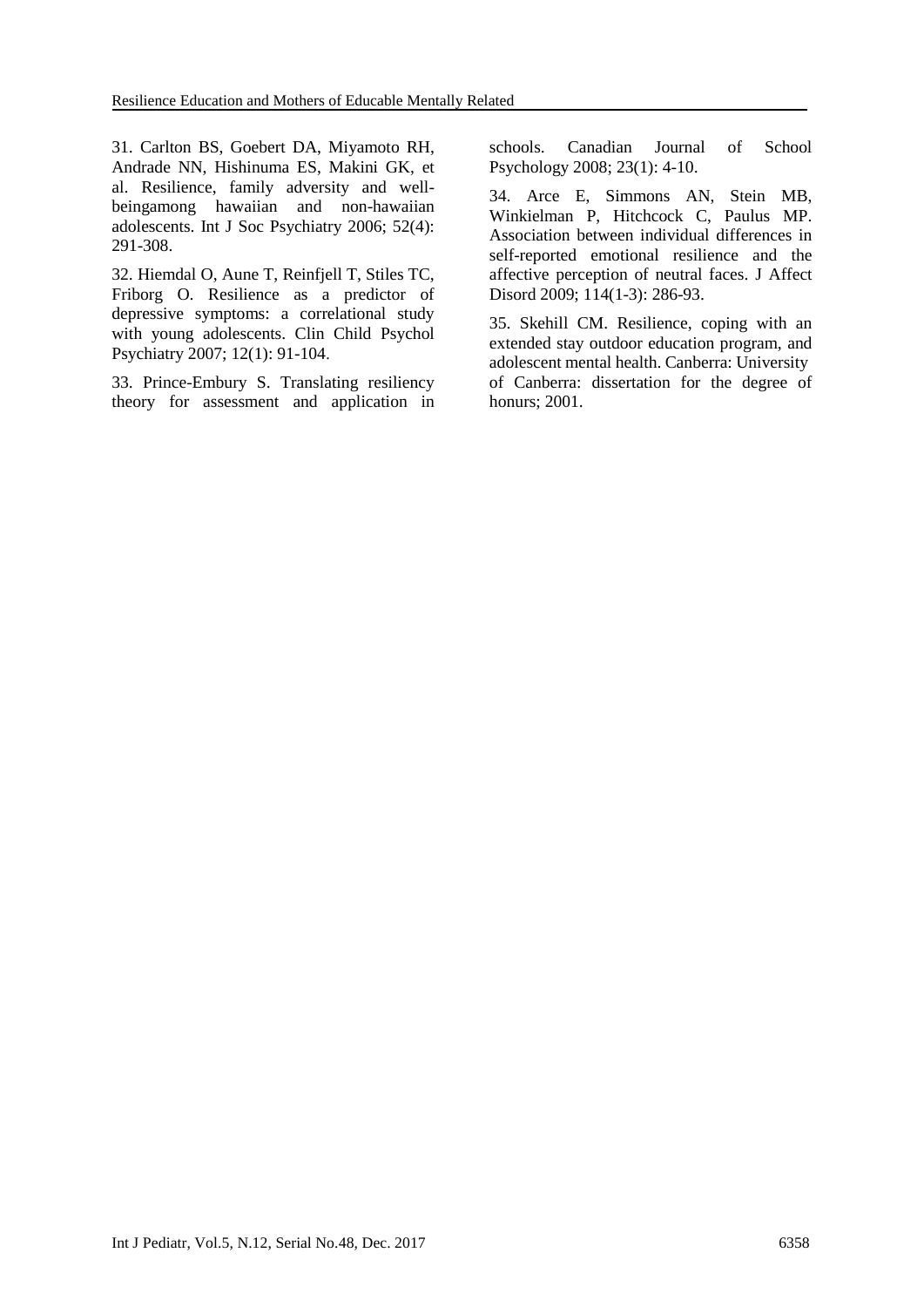31. Carlton BS, Goebert DA, Miyamoto RH, Andrade NN, Hishinuma ES, Makini GK, et al. Resilience, family adversity and well-beingamong hawaiian and non-hawaiian adolescents. Int J Soc Psychiatry 2006; 52(4): 291-308.

32. Hiemdal O, Aune T, Reinfjell T, Stiles TC, Friborg O. Resilience as a predictor of depressive symptoms: a correlational study with young adolescents. Clin Child Psychol Psychiatry 2007; 12(1): 91-104.

33. Prince-Embury S. Translating resiliency theory for assessment and application in schools. Canadian Journal of School Psychology 2008; 23(1): 4-10.

34. Arce E, Simmons AN, Stein MB, Winkielman P, Hitchcock C, Paulus MP. Association between individual differences in self-reported emotional resilience and the affective perception of neutral faces. J Affect Disord 2009; 114(1-3): 286-93.

35. Skehill CM. Resilience, coping with an extended stay outdoor education program, and adolescent mental health. Canberra: University of Canberra: dissertation for the degree of honurs; 2001.